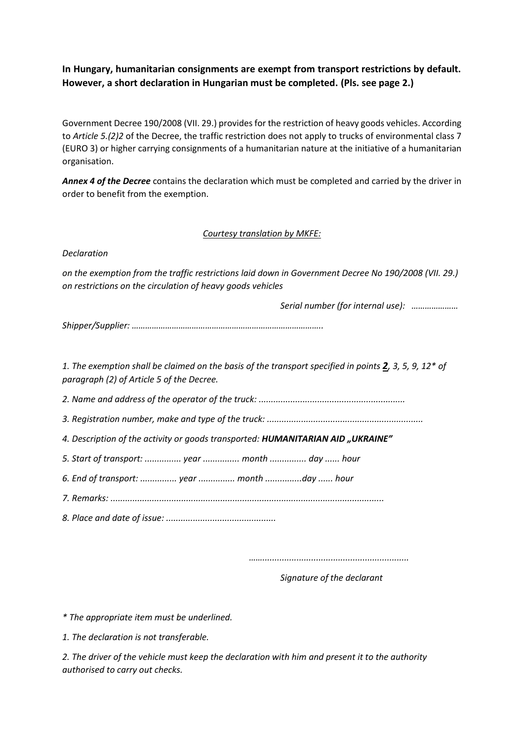**In Hungary, humanitarian consignments are exempt from transport restrictions by default. However, a short declaration in Hungarian must be completed. (Pls. see page 2.)**

Government Decree 190/2008 (VII. 29.) provides for the restriction of heavy goods vehicles. According to *Article 5.(2)2* of the Decree, the traffic restriction does not apply to trucks of environmental class 7 (EURO 3) or higher carrying consignments of a humanitarian nature at the initiative of a humanitarian organisation.

***Annex 4 of the Decree*** contains the declaration which must be completed and carried by the driver in order to benefit from the exemption.

*Courtesy translation by MKFE:*

*Declaration*

*on the exemption from the traffic restrictions laid down in Government Decree No 190/2008 (VII. 29.) on restrictions on the circulation of heavy goods vehicles*

*Serial number (for internal use): …………………*

*Shipper/Supplier: ………………………………………………………………………….*

*1. The exemption shall be claimed on the basis of the transport specified in points **2**, 3, 5, 9, 12\* of paragraph (2) of Article 5 of the Decree.*

*2. Name and address of the operator of the truck: ..........................................................*

*3. Registration number, make and type of the truck: ...............................................................*

*4. Description of the activity or goods transported: **HUMANITARIAN AID „UKRAINE"***

*5. Start of transport: ............... year ............... month ............... day ...... hour*

*6. End of transport: ............... year ............... month ...............day ...... hour*

*7. Remarks: ...............................................................................................................*

*8. Place and date of issue: ............................................*

*……………………………………………………….*

*Signature of the declarant*

*\* The appropriate item must be underlined.*

*1. The declaration is not transferable.*

*2. The driver of the vehicle must keep the declaration with him and present it to the authority authorised to carry out checks.*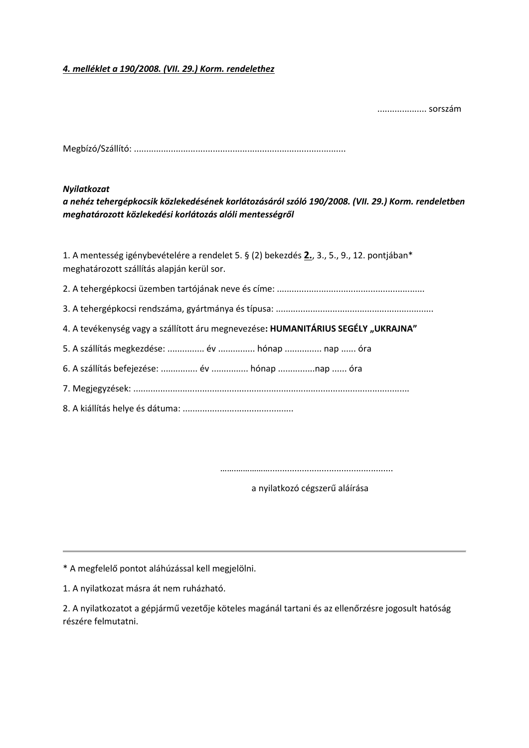***4. melléklet a 190/2008. (VII. 29.) Korm. rendelethez***

.................... sorszám

Megbízó/Szállító: .....................................................................................

***Nyilatkozat***
***a nehéz tehergépkocsik közlekedésének korlátozásáról szóló 190/2008. (VII. 29.) Korm. rendeletben meghatározott közlekedési korlátozás alóli mentességről***

1. A mentesség igénybevételére a rendelet 5. § (2) bekezdés <u>**2.**</u>, 3., 5., 9., 12. pontjában* meghatározott szállítás alapján kerül sor.

2. A tehergépkocsi üzemben tartójának neve és címe: ...........................................................

3. A tehergépkocsi rendszáma, gyártmánya és típusa: ...............................................................

4. A tevékenység vagy a szállított áru megnevezése**: HUMANITÁRIUS SEGÉLY „UKRAJNA”**

5. A szállítás megkezdése: ............... év ............... hónap ............... nap ...... óra

6. A szállítás befejezése: ............... év ............... hónap ...............nap ...... óra

7. Megjegyzések: ..............................................................................................................

8. A kiállítás helye és dátuma: .............................................

.......................................................................

a nyilatkozó cégszerű aláírása

---

\* A megfelelő pontot aláhúzással kell megjelölni.

1. A nyilatkozat másra át nem ruházható.

2. A nyilatkozatot a gépjármű vezetője köteles magánál tartani és az ellenőrzésre jogosult hatóság részére felmutatni.